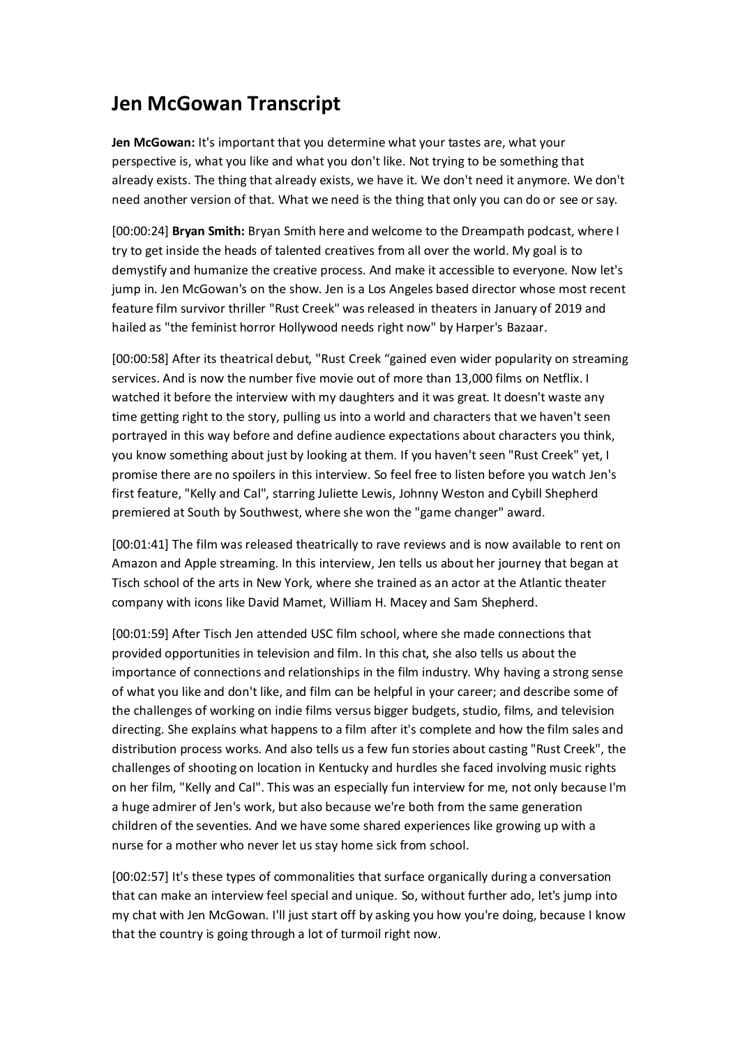# Jen McGowan Transcript

**Jen McGowan:** It's important that you determine what your tastes are, what your perspective is, what you like and what you don't like. Not trying to be something that already exists. The thing that already exists, we have it. We don't need it anymore. We don't need another version of that. What we need is the thing that only you can do or see or say.

[00:00:24] **Bryan Smith:** Bryan Smith here and welcome to the Dreampath podcast, where I try to get inside the heads of talented creatives from all over the world. My goal is to demystify and humanize the creative process. And make it accessible to everyone. Now let's jump in. Jen McGowan's on the show. Jen is a Los Angeles based director whose most recent feature film survivor thriller "Rust Creek" was released in theaters in January of 2019 and hailed as "the feminist horror Hollywood needs right now" by Harper's Bazaar.

[00:00:58] After its theatrical debut, "Rust Creek "gained even wider popularity on streaming services. And is now the number five movie out of more than 13,000 films on Netflix. I watched it before the interview with my daughters and it was great. It doesn't waste any time getting right to the story, pulling us into a world and characters that we haven't seen portrayed in this way before and define audience expectations about characters you think, you know something about just by looking at them. If you haven't seen "Rust Creek" yet, I promise there are no spoilers in this interview. So feel free to listen before you watch Jen's first feature, "Kelly and Cal", starring Juliette Lewis, Johnny Weston and Cybill Shepherd premiered at South by Southwest, where she won the "game changer" award.

[00:01:41] The film was released theatrically to rave reviews and is now available to rent on Amazon and Apple streaming. In this interview, Jen tells us about her journey that began at Tisch school of the arts in New York, where she trained as an actor at the Atlantic theater company with icons like David Mamet, William H. Macey and Sam Shepherd.

[00:01:59] After Tisch Jen attended USC film school, where she made connections that provided opportunities in television and film. In this chat, she also tells us about the importance of connections and relationships in the film industry. Why having a strong sense of what you like and don't like, and film can be helpful in your career; and describe some of the challenges of working on indie films versus bigger budgets, studio, films, and television directing. She explains what happens to a film after it's complete and how the film sales and distribution process works. And also tells us a few fun stories about casting "Rust Creek", the challenges of shooting on location in Kentucky and hurdles she faced involving music rights on her film, "Kelly and Cal". This was an especially fun interview for me, not only because I'm a huge admirer of Jen's work, but also because we're both from the same generation children of the seventies. And we have some shared experiences like growing up with a nurse for a mother who never let us stay home sick from school.

[00:02:57] It's these types of commonalities that surface organically during a conversation that can make an interview feel special and unique. So, without further ado, let's jump into my chat with Jen McGowan. I'll just start off by asking you how you're doing, because I know that the country is going through a lot of turmoil right now.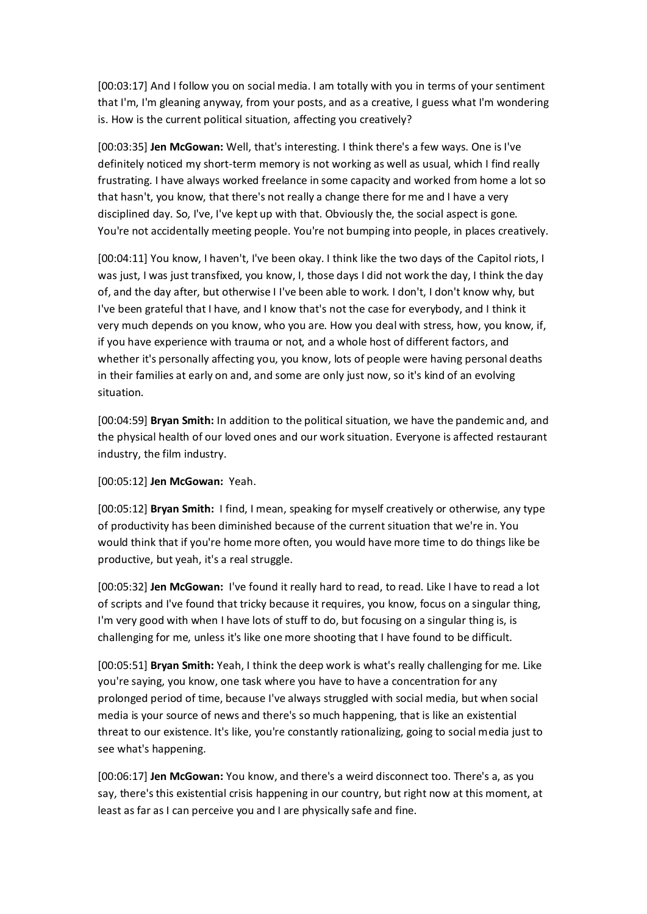[00:03:17] And I follow you on social media. I am totally with you in terms of your sentiment that I'm, I'm gleaning anyway, from your posts, and as a creative, I guess what I'm wondering is. How is the current political situation, affecting you creatively?

[00:03:35] **Jen McGowan:** Well, that's interesting. I think there's a few ways. One is I've definitely noticed my short-term memory is not working as well as usual, which I find really frustrating. I have always worked freelance in some capacity and worked from home a lot so that hasn't, you know, that there's not really a change there for me and I have a very disciplined day. So, I've, I've kept up with that. Obviously the, the social aspect is gone. You're not accidentally meeting people. You're not bumping into people, in places creatively.

[00:04:11] You know, I haven't, I've been okay. I think like the two days of the Capitol riots, I was just, I was just transfixed, you know, I, those days I did not work the day, I think the day of, and the day after, but otherwise I I've been able to work. I don't, I don't know why, but I've been grateful that I have, and I know that's not the case for everybody, and I think it very much depends on you know, who you are. How you deal with stress, how, you know, if, if you have experience with trauma or not, and a whole host of different factors, and whether it's personally affecting you, you know, lots of people were having personal deaths in their families at early on and, and some are only just now, so it's kind of an evolving situation.

[00:04:59] **Bryan Smith:** In addition to the political situation, we have the pandemic and, and the physical health of our loved ones and our work situation. Everyone is affected restaurant industry, the film industry.

[00:05:12] **Jen McGowan:** Yeah.

[00:05:12] **Bryan Smith:** I find, I mean, speaking for myself creatively or otherwise, any type of productivity has been diminished because of the current situation that we're in. You would think that if you're home more often, you would have more time to do things like be productive, but yeah, it's a real struggle.

[00:05:32] **Jen McGowan:** I've found it really hard to read, to read. Like I have to read a lot of scripts and I've found that tricky because it requires, you know, focus on a singular thing, I'm very good with when I have lots of stuff to do, but focusing on a singular thing is, is challenging for me, unless it's like one more shooting that I have found to be difficult.

[00:05:51] **Bryan Smith:** Yeah, I think the deep work is what's really challenging for me. Like you're saying, you know, one task where you have to have a concentration for any prolonged period of time, because I've always struggled with social media, but when social media is your source of news and there's so much happening, that is like an existential threat to our existence. It's like, you're constantly rationalizing, going to social media just to see what's happening.

[00:06:17] **Jen McGowan:** You know, and there's a weird disconnect too. There's a, as you say, there's this existential crisis happening in our country, but right now at this moment, at least as far as I can perceive you and I are physically safe and fine.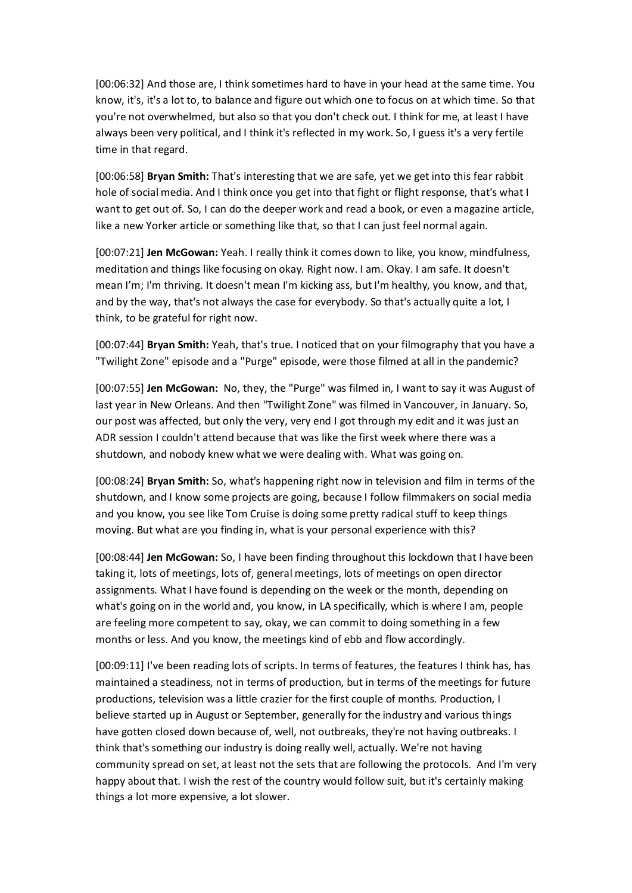[00:06:32] And those are, I think sometimes hard to have in your head at the same time. You know, it's, it's a lot to, to balance and figure out which one to focus on at which time. So that you're not overwhelmed, but also so that you don't check out. I think for me, at least I have always been very political, and I think it's reflected in my work. So, I guess it's a very fertile time in that regard.

[00:06:58] **Bryan Smith:** That's interesting that we are safe, yet we get into this fear rabbit hole of social media. And I think once you get into that fight or flight response, that's what I want to get out of. So, I can do the deeper work and read a book, or even a magazine article, like a new Yorker article or something like that, so that I can just feel normal again.

[00:07:21] **Jen McGowan:** Yeah. I really think it comes down to like, you know, mindfulness, meditation and things like focusing on okay. Right now. I am. Okay. I am safe. It doesn't mean I'm; I'm thriving. It doesn't mean I'm kicking ass, but I'm healthy, you know, and that, and by the way, that's not always the case for everybody. So that's actually quite a lot, I think, to be grateful for right now.

[00:07:44] **Bryan Smith:** Yeah, that's true. I noticed that on your filmography that you have a "Twilight Zone" episode and a "Purge" episode, were those filmed at all in the pandemic?

[00:07:55] **Jen McGowan:** No, they, the "Purge" was filmed in, I want to say it was August of last year in New Orleans. And then "Twilight Zone" was filmed in Vancouver, in January. So, our post was affected, but only the very, very end I got through my edit and it was just an ADR session I couldn't attend because that was like the first week where there was a shutdown, and nobody knew what we were dealing with. What was going on.

[00:08:24] **Bryan Smith:** So, what's happening right now in television and film in terms of the shutdown, and I know some projects are going, because I follow filmmakers on social media and you know, you see like Tom Cruise is doing some pretty radical stuff to keep things moving. But what are you finding in, what is your personal experience with this?

[00:08:44] **Jen McGowan:** So, I have been finding throughout this lockdown that I have been taking it, lots of meetings, lots of, general meetings, lots of meetings on open director assignments. What I have found is depending on the week or the month, depending on what's going on in the world and, you know, in LA specifically, which is where I am, people are feeling more competent to say, okay, we can commit to doing something in a few months or less. And you know, the meetings kind of ebb and flow accordingly.

[00:09:11] I've been reading lots of scripts. In terms of features, the features I think has, has maintained a steadiness, not in terms of production, but in terms of the meetings for future productions, television was a little crazier for the first couple of months. Production, I believe started up in August or September, generally for the industry and various things have gotten closed down because of, well, not outbreaks, they're not having outbreaks. I think that's something our industry is doing really well, actually. We're not having community spread on set, at least not the sets that are following the protocols. And I'm very happy about that. I wish the rest of the country would follow suit, but it's certainly making things a lot more expensive, a lot slower.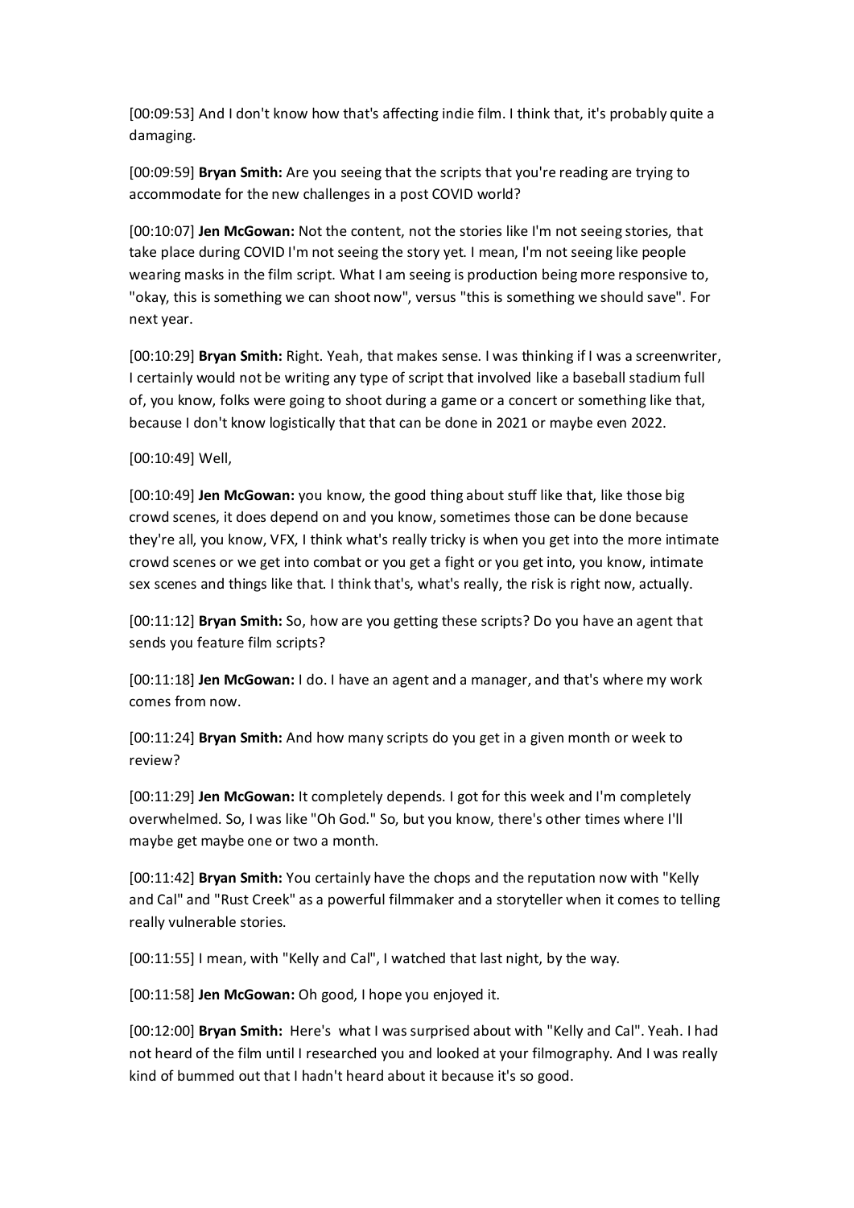[00:09:53] And I don't know how that's affecting indie film. I think that, it's probably quite a damaging.

[00:09:59] **Bryan Smith:** Are you seeing that the scripts that you're reading are trying to accommodate for the new challenges in a post COVID world?

[00:10:07] **Jen McGowan:** Not the content, not the stories like I'm not seeing stories, that take place during COVID I'm not seeing the story yet. I mean, I'm not seeing like people wearing masks in the film script. What I am seeing is production being more responsive to, "okay, this is something we can shoot now", versus "this is something we should save". For next year.

[00:10:29] **Bryan Smith:** Right. Yeah, that makes sense. I was thinking if I was a screenwriter, I certainly would not be writing any type of script that involved like a baseball stadium full of, you know, folks were going to shoot during a game or a concert or something like that, because I don't know logistically that that can be done in 2021 or maybe even 2022.

[00:10:49] Well,

[00:10:49] **Jen McGowan:** you know, the good thing about stuff like that, like those big crowd scenes, it does depend on and you know, sometimes those can be done because they're all, you know, VFX, I think what's really tricky is when you get into the more intimate crowd scenes or we get into combat or you get a fight or you get into, you know, intimate sex scenes and things like that. I think that's, what's really, the risk is right now, actually.

[00:11:12] **Bryan Smith:** So, how are you getting these scripts? Do you have an agent that sends you feature film scripts?

[00:11:18] **Jen McGowan:** I do. I have an agent and a manager, and that's where my work comes from now.

[00:11:24] **Bryan Smith:** And how many scripts do you get in a given month or week to review?

[00:11:29] **Jen McGowan:** It completely depends. I got for this week and I'm completely overwhelmed. So, I was like "Oh God." So, but you know, there's other times where I'll maybe get maybe one or two a month.

[00:11:42] **Bryan Smith:** You certainly have the chops and the reputation now with "Kelly and Cal" and "Rust Creek" as a powerful filmmaker and a storyteller when it comes to telling really vulnerable stories.

[00:11:55] I mean, with "Kelly and Cal", I watched that last night, by the way.

[00:11:58] **Jen McGowan:** Oh good, I hope you enjoyed it.

[00:12:00] **Bryan Smith:** Here's what I was surprised about with "Kelly and Cal". Yeah. I had not heard of the film until I researched you and looked at your filmography. And I was really kind of bummed out that I hadn't heard about it because it's so good.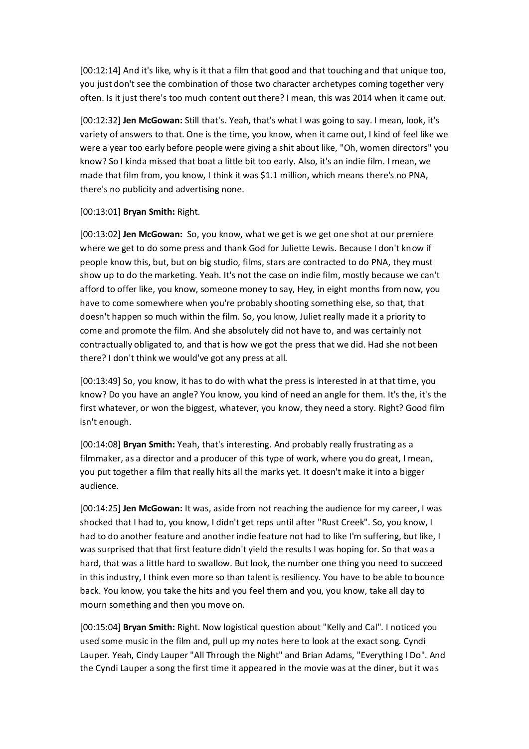[00:12:14] And it's like, why is it that a film that good and that touching and that unique too, you just don't see the combination of those two character archetypes coming together very often. Is it just there's too much content out there? I mean, this was 2014 when it came out.

[00:12:32] **Jen McGowan:** Still that's. Yeah, that's what I was going to say. I mean, look, it's variety of answers to that. One is the time, you know, when it came out, I kind of feel like we were a year too early before people were giving a shit about like, "Oh, women directors" you know? So I kinda missed that boat a little bit too early. Also, it's an indie film. I mean, we made that film from, you know, I think it was $1.1 million, which means there's no PNA, there's no publicity and advertising none.

[00:13:01] **Bryan Smith:** Right.

[00:13:02] **Jen McGowan:** So, you know, what we get is we get one shot at our premiere where we get to do some press and thank God for Juliette Lewis. Because I don't know if people know this, but, but on big studio, films, stars are contracted to do PNA, they must show up to do the marketing. Yeah. It's not the case on indie film, mostly because we can't afford to offer like, you know, someone money to say, Hey, in eight months from now, you have to come somewhere when you're probably shooting something else, so that, that doesn't happen so much within the film. So, you know, Juliet really made it a priority to come and promote the film. And she absolutely did not have to, and was certainly not contractually obligated to, and that is how we got the press that we did. Had she not been there? I don't think we would've got any press at all.

[00:13:49] So, you know, it has to do with what the press is interested in at that time, you know? Do you have an angle? You know, you kind of need an angle for them. It's the, it's the first whatever, or won the biggest, whatever, you know, they need a story. Right? Good film isn't enough.

[00:14:08] **Bryan Smith:** Yeah, that's interesting. And probably really frustrating as a filmmaker, as a director and a producer of this type of work, where you do great, I mean, you put together a film that really hits all the marks yet. It doesn't make it into a bigger audience.

[00:14:25] **Jen McGowan:** It was, aside from not reaching the audience for my career, I was shocked that I had to, you know, I didn't get reps until after "Rust Creek". So, you know, I had to do another feature and another indie feature not had to like I'm suffering, but like, I was surprised that that first feature didn't yield the results I was hoping for. So that was a hard, that was a little hard to swallow. But look, the number one thing you need to succeed in this industry, I think even more so than talent is resiliency. You have to be able to bounce back. You know, you take the hits and you feel them and you, you know, take all day to mourn something and then you move on.

[00:15:04] **Bryan Smith:** Right. Now logistical question about "Kelly and Cal". I noticed you used some music in the film and, pull up my notes here to look at the exact song. Cyndi Lauper. Yeah, Cindy Lauper "All Through the Night" and Brian Adams, "Everything I Do". And the Cyndi Lauper a song the first time it appeared in the movie was at the diner, but it was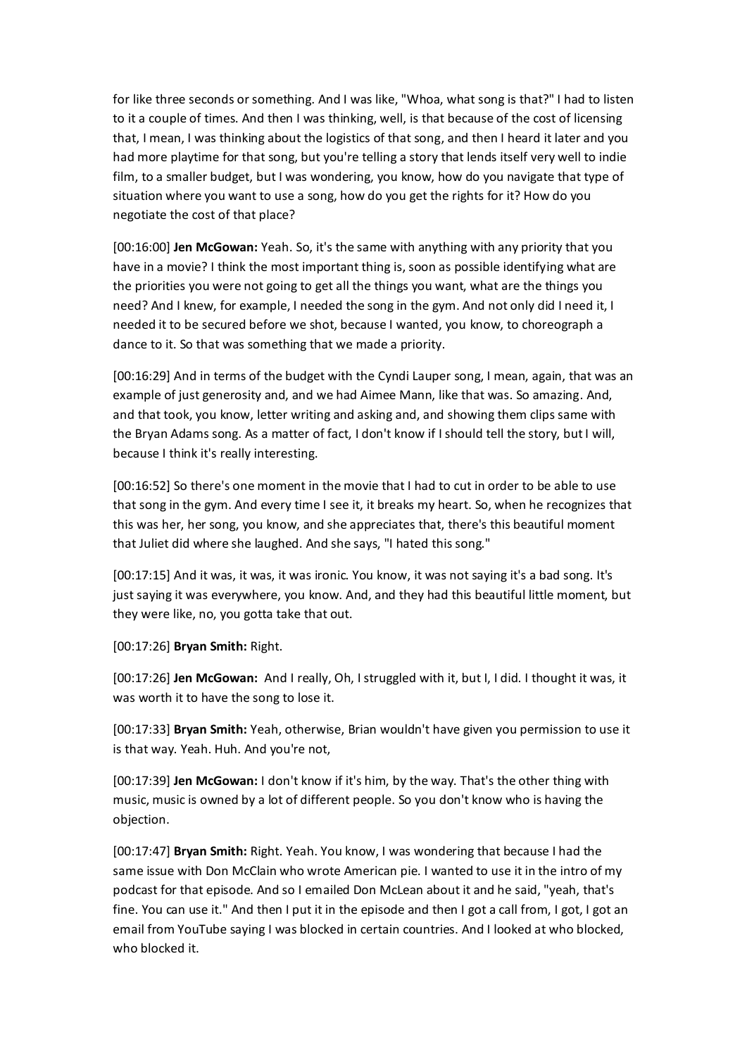for like three seconds or something. And I was like, "Whoa, what song is that?" I had to listen to it a couple of times. And then I was thinking, well, is that because of the cost of licensing that, I mean, I was thinking about the logistics of that song, and then I heard it later and you had more playtime for that song, but you're telling a story that lends itself very well to indie film, to a smaller budget, but I was wondering, you know, how do you navigate that type of situation where you want to use a song, how do you get the rights for it? How do you negotiate the cost of that place?

[00:16:00] **Jen McGowan:** Yeah. So, it's the same with anything with any priority that you have in a movie? I think the most important thing is, soon as possible identifying what are the priorities you were not going to get all the things you want, what are the things you need? And I knew, for example, I needed the song in the gym. And not only did I need it, I needed it to be secured before we shot, because I wanted, you know, to choreograph a dance to it. So that was something that we made a priority.

[00:16:29] And in terms of the budget with the Cyndi Lauper song, I mean, again, that was an example of just generosity and, and we had Aimee Mann, like that was. So amazing. And, and that took, you know, letter writing and asking and, and showing them clips same with the Bryan Adams song. As a matter of fact, I don't know if I should tell the story, but I will, because I think it's really interesting.

[00:16:52] So there's one moment in the movie that I had to cut in order to be able to use that song in the gym. And every time I see it, it breaks my heart. So, when he recognizes that this was her, her song, you know, and she appreciates that, there's this beautiful moment that Juliet did where she laughed. And she says, "I hated this song."

[00:17:15] And it was, it was, it was ironic. You know, it was not saying it's a bad song. It's just saying it was everywhere, you know. And, and they had this beautiful little moment, but they were like, no, you gotta take that out.

[00:17:26] **Bryan Smith:** Right.

[00:17:26] **Jen McGowan:** And I really, Oh, I struggled with it, but I, I did. I thought it was, it was worth it to have the song to lose it.

[00:17:33] **Bryan Smith:** Yeah, otherwise, Brian wouldn't have given you permission to use it is that way. Yeah. Huh. And you're not,

[00:17:39] **Jen McGowan:** I don't know if it's him, by the way. That's the other thing with music, music is owned by a lot of different people. So you don't know who is having the objection.

[00:17:47] **Bryan Smith:** Right. Yeah. You know, I was wondering that because I had the same issue with Don McClain who wrote American pie. I wanted to use it in the intro of my podcast for that episode. And so I emailed Don McLean about it and he said, "yeah, that's fine. You can use it." And then I put it in the episode and then I got a call from, I got, I got an email from YouTube saying I was blocked in certain countries. And I looked at who blocked, who blocked it.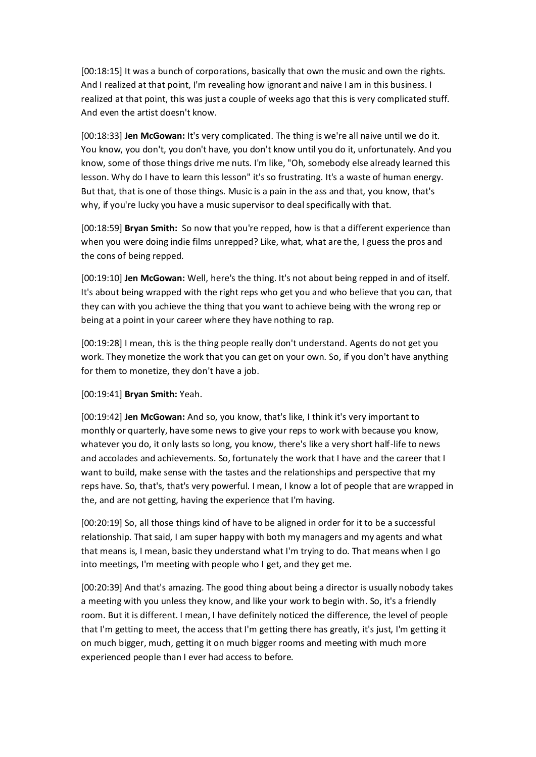[00:18:15] It was a bunch of corporations, basically that own the music and own the rights. And I realized at that point, I'm revealing how ignorant and naive I am in this business. I realized at that point, this was just a couple of weeks ago that this is very complicated stuff. And even the artist doesn't know.

[00:18:33] **Jen McGowan:** It's very complicated. The thing is we're all naive until we do it. You know, you don't, you don't have, you don't know until you do it, unfortunately. And you know, some of those things drive me nuts. I'm like, "Oh, somebody else already learned this lesson. Why do I have to learn this lesson" it's so frustrating. It's a waste of human energy. But that, that is one of those things. Music is a pain in the ass and that, you know, that's why, if you're lucky you have a music supervisor to deal specifically with that.

[00:18:59] **Bryan Smith:** So now that you're repped, how is that a different experience than when you were doing indie films unrepped? Like, what, what are the, I guess the pros and the cons of being repped.

[00:19:10] **Jen McGowan:** Well, here's the thing. It's not about being repped in and of itself. It's about being wrapped with the right reps who get you and who believe that you can, that they can with you achieve the thing that you want to achieve being with the wrong rep or being at a point in your career where they have nothing to rap.

[00:19:28] I mean, this is the thing people really don't understand. Agents do not get you work. They monetize the work that you can get on your own. So, if you don't have anything for them to monetize, they don't have a job.

[00:19:41] **Bryan Smith:** Yeah.

[00:19:42] **Jen McGowan:** And so, you know, that's like, I think it's very important to monthly or quarterly, have some news to give your reps to work with because you know, whatever you do, it only lasts so long, you know, there's like a very short half-life to news and accolades and achievements. So, fortunately the work that I have and the career that I want to build, make sense with the tastes and the relationships and perspective that my reps have. So, that's, that's very powerful. I mean, I know a lot of people that are wrapped in the, and are not getting, having the experience that I'm having.

[00:20:19] So, all those things kind of have to be aligned in order for it to be a successful relationship. That said, I am super happy with both my managers and my agents and what that means is, I mean, basic they understand what I'm trying to do. That means when I go into meetings, I'm meeting with people who I get, and they get me.

[00:20:39] And that's amazing. The good thing about being a director is usually nobody takes a meeting with you unless they know, and like your work to begin with. So, it's a friendly room. But it is different. I mean, I have definitely noticed the difference, the level of people that I'm getting to meet, the access that I'm getting there has greatly, it's just, I'm getting it on much bigger, much, getting it on much bigger rooms and meeting with much more experienced people than I ever had access to before.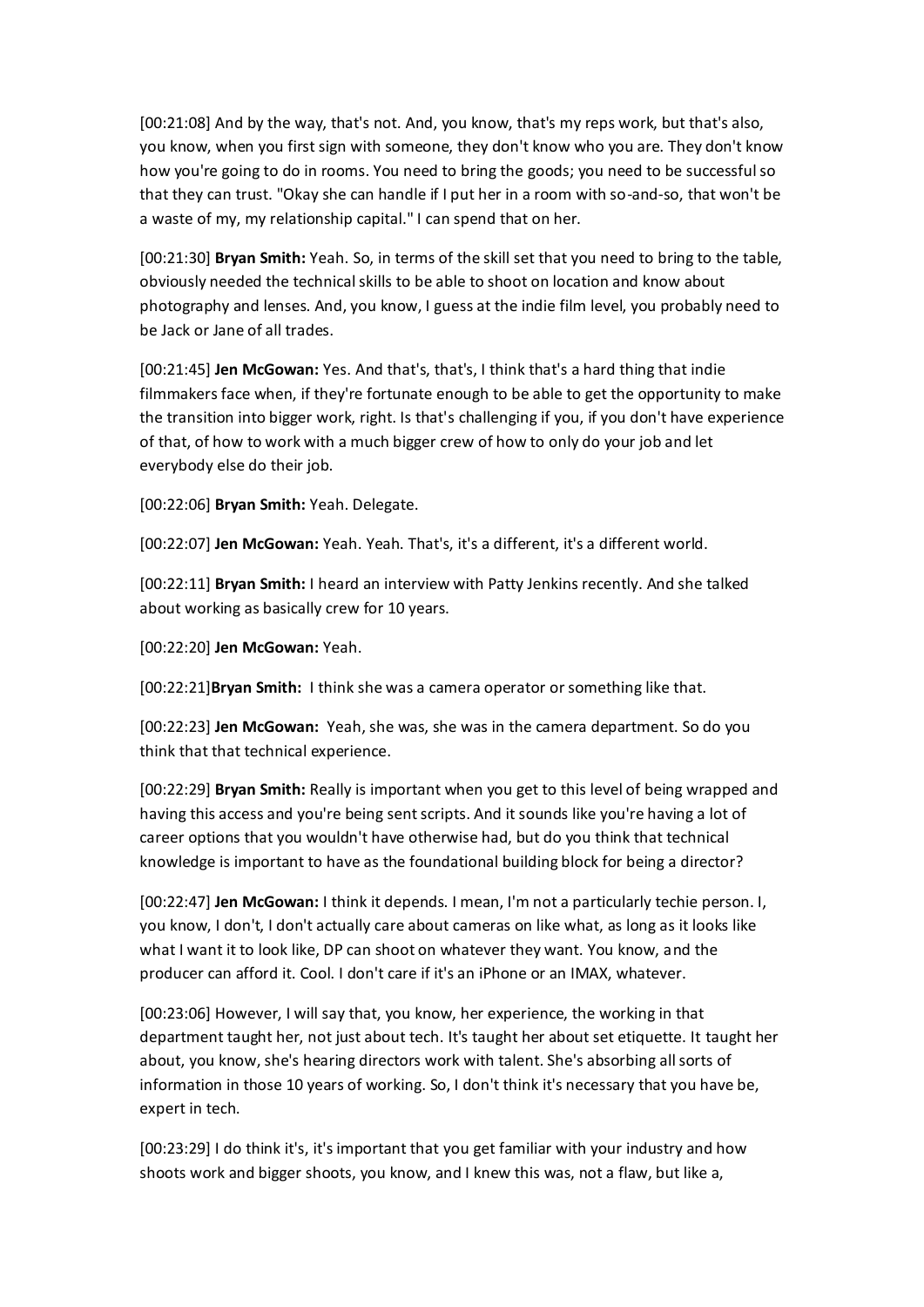[00:21:08] And by the way, that's not. And, you know, that's my reps work, but that's also, you know, when you first sign with someone, they don't know who you are. They don't know how you're going to do in rooms. You need to bring the goods; you need to be successful so that they can trust. "Okay she can handle if I put her in a room with so-and-so, that won't be a waste of my, my relationship capital." I can spend that on her.

[00:21:30] **Bryan Smith:** Yeah. So, in terms of the skill set that you need to bring to the table, obviously needed the technical skills to be able to shoot on location and know about photography and lenses. And, you know, I guess at the indie film level, you probably need to be Jack or Jane of all trades.

[00:21:45] **Jen McGowan:** Yes. And that's, that's, I think that's a hard thing that indie filmmakers face when, if they're fortunate enough to be able to get the opportunity to make the transition into bigger work, right. Is that's challenging if you, if you don't have experience of that, of how to work with a much bigger crew of how to only do your job and let everybody else do their job.

[00:22:06] **Bryan Smith:** Yeah. Delegate.

[00:22:07] **Jen McGowan:** Yeah. Yeah. That's, it's a different, it's a different world.

[00:22:11] **Bryan Smith:** I heard an interview with Patty Jenkins recently. And she talked about working as basically crew for 10 years.

[00:22:20] **Jen McGowan:** Yeah.

[00:22:21]**Bryan Smith:** I think she was a camera operator or something like that.

[00:22:23] **Jen McGowan:** Yeah, she was, she was in the camera department. So do you think that that technical experience.

[00:22:29] **Bryan Smith:** Really is important when you get to this level of being wrapped and having this access and you're being sent scripts. And it sounds like you're having a lot of career options that you wouldn't have otherwise had, but do you think that technical knowledge is important to have as the foundational building block for being a director?

[00:22:47] **Jen McGowan:** I think it depends. I mean, I'm not a particularly techie person. I, you know, I don't, I don't actually care about cameras on like what, as long as it looks like what I want it to look like, DP can shoot on whatever they want. You know, and the producer can afford it. Cool. I don't care if it's an iPhone or an IMAX, whatever.

[00:23:06] However, I will say that, you know, her experience, the working in that department taught her, not just about tech. It's taught her about set etiquette. It taught her about, you know, she's hearing directors work with talent. She's absorbing all sorts of information in those 10 years of working. So, I don't think it's necessary that you have be, expert in tech.

[00:23:29] I do think it's, it's important that you get familiar with your industry and how shoots work and bigger shoots, you know, and I knew this was, not a flaw, but like a,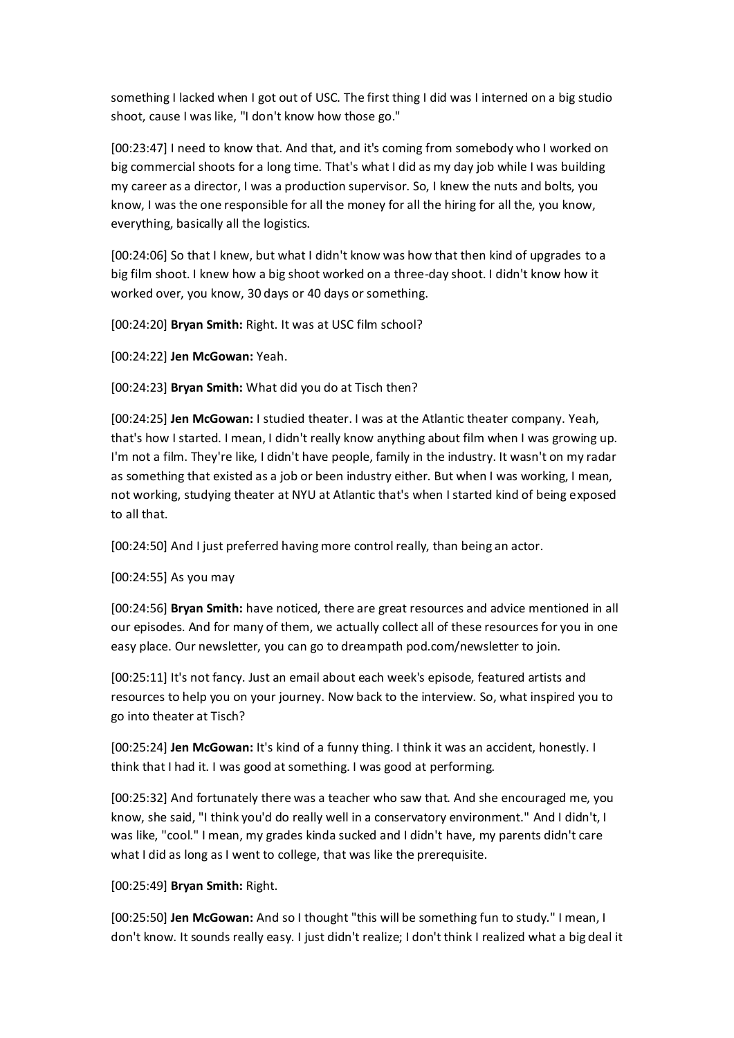something I lacked when I got out of USC. The first thing I did was I interned on a big studio shoot, cause I was like, "I don't know how those go."

[00:23:47] I need to know that. And that, and it's coming from somebody who I worked on big commercial shoots for a long time. That's what I did as my day job while I was building my career as a director, I was a production supervisor. So, I knew the nuts and bolts, you know, I was the one responsible for all the money for all the hiring for all the, you know, everything, basically all the logistics.

[00:24:06] So that I knew, but what I didn't know was how that then kind of upgrades to a big film shoot. I knew how a big shoot worked on a three-day shoot. I didn't know how it worked over, you know, 30 days or 40 days or something.

[00:24:20] **Bryan Smith:** Right. It was at USC film school?

[00:24:22] **Jen McGowan:** Yeah.

[00:24:23] **Bryan Smith:** What did you do at Tisch then?

[00:24:25] **Jen McGowan:** I studied theater. I was at the Atlantic theater company. Yeah, that's how I started. I mean, I didn't really know anything about film when I was growing up. I'm not a film. They're like, I didn't have people, family in the industry. It wasn't on my radar as something that existed as a job or been industry either. But when I was working, I mean, not working, studying theater at NYU at Atlantic that's when I started kind of being exposed to all that.

[00:24:50] And I just preferred having more control really, than being an actor.

[00:24:55] As you may

[00:24:56] **Bryan Smith:** have noticed, there are great resources and advice mentioned in all our episodes. And for many of them, we actually collect all of these resources for you in one easy place. Our newsletter, you can go to dreampath pod.com/newsletter to join.

[00:25:11] It's not fancy. Just an email about each week's episode, featured artists and resources to help you on your journey. Now back to the interview. So, what inspired you to go into theater at Tisch?

[00:25:24] **Jen McGowan:** It's kind of a funny thing. I think it was an accident, honestly. I think that I had it. I was good at something. I was good at performing.

[00:25:32] And fortunately there was a teacher who saw that. And she encouraged me, you know, she said, "I think you'd do really well in a conservatory environment." And I didn't, I was like, "cool." I mean, my grades kinda sucked and I didn't have, my parents didn't care what I did as long as I went to college, that was like the prerequisite.

[00:25:49] **Bryan Smith:** Right.

[00:25:50] **Jen McGowan:** And so I thought "this will be something fun to study." I mean, I don't know. It sounds really easy. I just didn't realize; I don't think I realized what a big deal it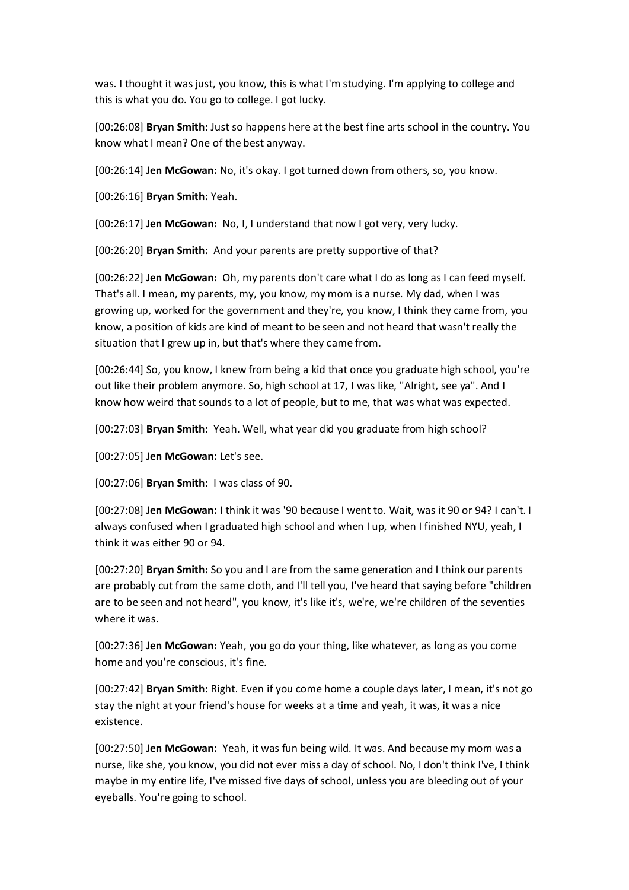was. I thought it was just, you know, this is what I'm studying. I'm applying to college and this is what you do. You go to college. I got lucky.

[00:26:08] **Bryan Smith:** Just so happens here at the best fine arts school in the country. You know what I mean? One of the best anyway.

[00:26:14] **Jen McGowan:** No, it's okay. I got turned down from others, so, you know.

[00:26:16] **Bryan Smith:** Yeah.

[00:26:17] **Jen McGowan:** No, I, I understand that now I got very, very lucky.

[00:26:20] **Bryan Smith:** And your parents are pretty supportive of that?

[00:26:22] **Jen McGowan:** Oh, my parents don't care what I do as long as I can feed myself. That's all. I mean, my parents, my, you know, my mom is a nurse. My dad, when I was growing up, worked for the government and they're, you know, I think they came from, you know, a position of kids are kind of meant to be seen and not heard that wasn't really the situation that I grew up in, but that's where they came from.

[00:26:44] So, you know, I knew from being a kid that once you graduate high school, you're out like their problem anymore. So, high school at 17, I was like, "Alright, see ya". And I know how weird that sounds to a lot of people, but to me, that was what was expected.

[00:27:03] **Bryan Smith:** Yeah. Well, what year did you graduate from high school?

[00:27:05] **Jen McGowan:** Let's see.

[00:27:06] **Bryan Smith:** I was class of 90.

[00:27:08] **Jen McGowan:** I think it was '90 because I went to. Wait, was it 90 or 94? I can't. I always confused when I graduated high school and when I up, when I finished NYU, yeah, I think it was either 90 or 94.

[00:27:20] **Bryan Smith:** So you and I are from the same generation and I think our parents are probably cut from the same cloth, and I'll tell you, I've heard that saying before "children are to be seen and not heard", you know, it's like it's, we're, we're children of the seventies where it was.

[00:27:36] **Jen McGowan:** Yeah, you go do your thing, like whatever, as long as you come home and you're conscious, it's fine.

[00:27:42] **Bryan Smith:** Right. Even if you come home a couple days later, I mean, it's not go stay the night at your friend's house for weeks at a time and yeah, it was, it was a nice existence.

[00:27:50] **Jen McGowan:** Yeah, it was fun being wild. It was. And because my mom was a nurse, like she, you know, you did not ever miss a day of school. No, I don't think I've, I think maybe in my entire life, I've missed five days of school, unless you are bleeding out of your eyeballs. You're going to school.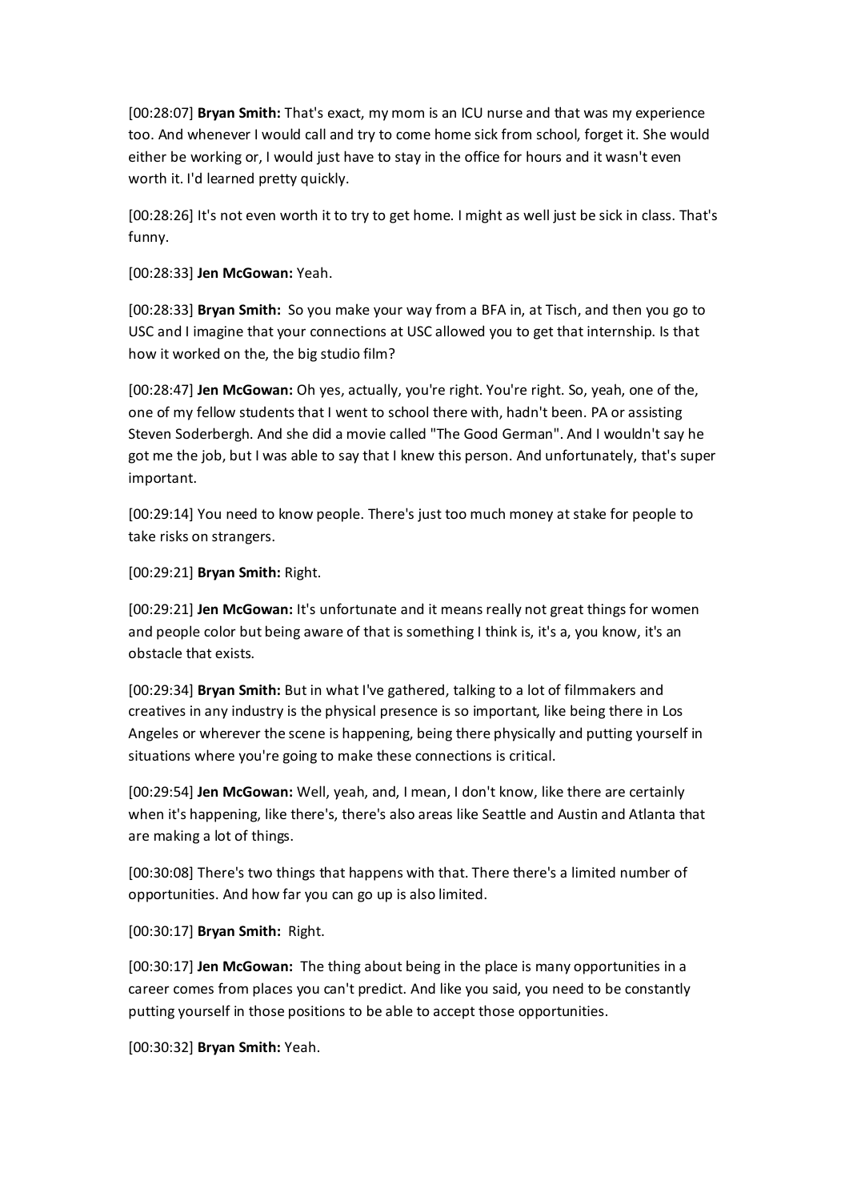[00:28:07] **Bryan Smith:** That's exact, my mom is an ICU nurse and that was my experience too. And whenever I would call and try to come home sick from school, forget it. She would either be working or, I would just have to stay in the office for hours and it wasn't even worth it. I'd learned pretty quickly.

[00:28:26] It's not even worth it to try to get home. I might as well just be sick in class. That's funny.

[00:28:33] **Jen McGowan:** Yeah.

[00:28:33] **Bryan Smith:** So you make your way from a BFA in, at Tisch, and then you go to USC and I imagine that your connections at USC allowed you to get that internship. Is that how it worked on the, the big studio film?

[00:28:47] **Jen McGowan:** Oh yes, actually, you're right. You're right. So, yeah, one of the, one of my fellow students that I went to school there with, hadn't been. PA or assisting Steven Soderbergh. And she did a movie called "The Good German". And I wouldn't say he got me the job, but I was able to say that I knew this person. And unfortunately, that's super important.

[00:29:14] You need to know people. There's just too much money at stake for people to take risks on strangers.

[00:29:21] **Bryan Smith:** Right.

[00:29:21] **Jen McGowan:** It's unfortunate and it means really not great things for women and people color but being aware of that is something I think is, it's a, you know, it's an obstacle that exists.

[00:29:34] **Bryan Smith:** But in what I've gathered, talking to a lot of filmmakers and creatives in any industry is the physical presence is so important, like being there in Los Angeles or wherever the scene is happening, being there physically and putting yourself in situations where you're going to make these connections is critical.

[00:29:54] **Jen McGowan:** Well, yeah, and, I mean, I don't know, like there are certainly when it's happening, like there's, there's also areas like Seattle and Austin and Atlanta that are making a lot of things.

[00:30:08] There's two things that happens with that. There there's a limited number of opportunities. And how far you can go up is also limited.

[00:30:17] **Bryan Smith:** Right.

[00:30:17] **Jen McGowan:** The thing about being in the place is many opportunities in a career comes from places you can't predict. And like you said, you need to be constantly putting yourself in those positions to be able to accept those opportunities.

[00:30:32] **Bryan Smith:** Yeah.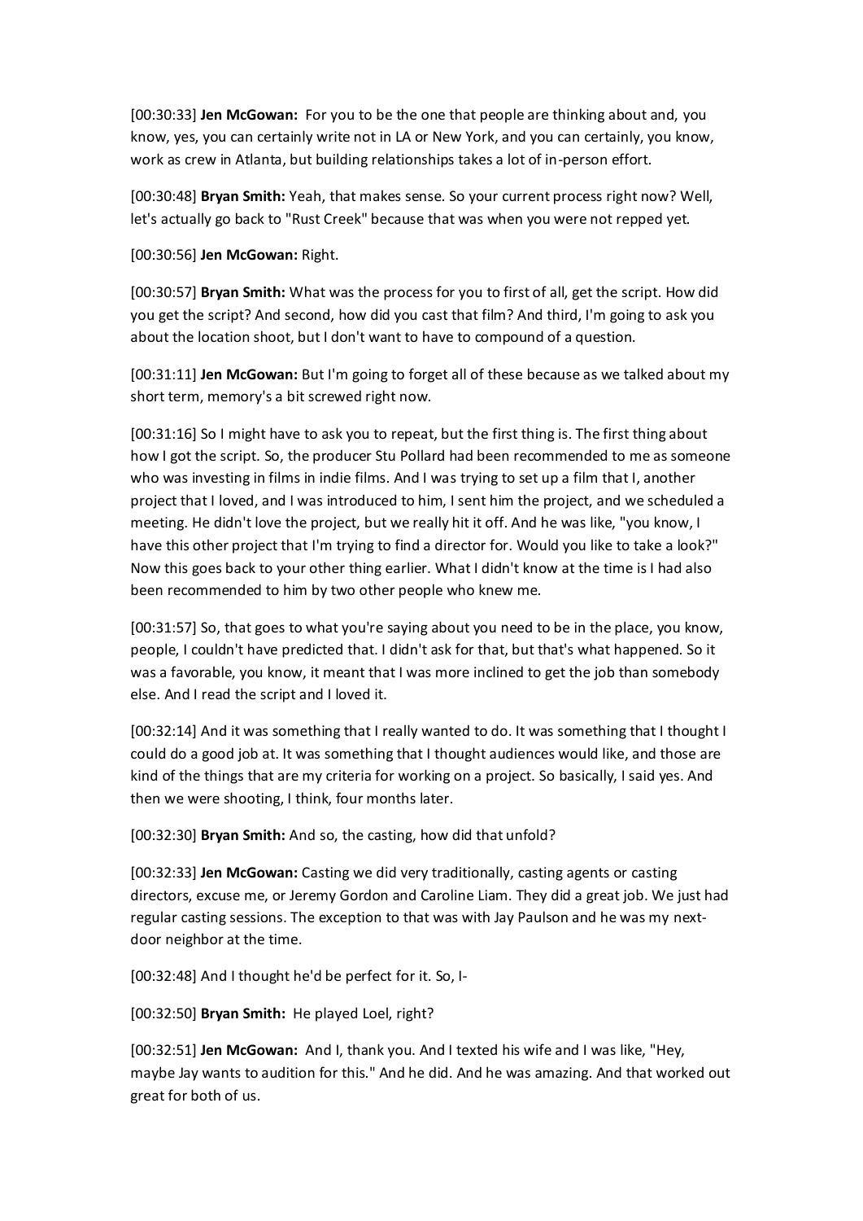[00:30:33] **Jen McGowan:** For you to be the one that people are thinking about and, you know, yes, you can certainly write not in LA or New York, and you can certainly, you know, work as crew in Atlanta, but building relationships takes a lot of in-person effort.

[00:30:48] **Bryan Smith:** Yeah, that makes sense. So your current process right now? Well, let's actually go back to "Rust Creek" because that was when you were not repped yet.

[00:30:56] **Jen McGowan:** Right.

[00:30:57] **Bryan Smith:** What was the process for you to first of all, get the script. How did you get the script? And second, how did you cast that film? And third, I'm going to ask you about the location shoot, but I don't want to have to compound of a question.

[00:31:11] **Jen McGowan:** But I'm going to forget all of these because as we talked about my short term, memory's a bit screwed right now.

[00:31:16] So I might have to ask you to repeat, but the first thing is. The first thing about how I got the script. So, the producer Stu Pollard had been recommended to me as someone who was investing in films in indie films. And I was trying to set up a film that I, another project that I loved, and I was introduced to him, I sent him the project, and we scheduled a meeting. He didn't love the project, but we really hit it off. And he was like, "you know, I have this other project that I'm trying to find a director for. Would you like to take a look?" Now this goes back to your other thing earlier. What I didn't know at the time is I had also been recommended to him by two other people who knew me.

[00:31:57] So, that goes to what you're saying about you need to be in the place, you know, people, I couldn't have predicted that. I didn't ask for that, but that's what happened. So it was a favorable, you know, it meant that I was more inclined to get the job than somebody else. And I read the script and I loved it.

[00:32:14] And it was something that I really wanted to do. It was something that I thought I could do a good job at. It was something that I thought audiences would like, and those are kind of the things that are my criteria for working on a project. So basically, I said yes. And then we were shooting, I think, four months later.

[00:32:30] **Bryan Smith:** And so, the casting, how did that unfold?

[00:32:33] **Jen McGowan:** Casting we did very traditionally, casting agents or casting directors, excuse me, or Jeremy Gordon and Caroline Liam. They did a great job. We just had regular casting sessions. The exception to that was with Jay Paulson and he was my next-door neighbor at the time.

[00:32:48] And I thought he'd be perfect for it. So, I-

[00:32:50] **Bryan Smith:** He played Loel, right?

[00:32:51] **Jen McGowan:** And I, thank you. And I texted his wife and I was like, "Hey, maybe Jay wants to audition for this." And he did. And he was amazing. And that worked out great for both of us.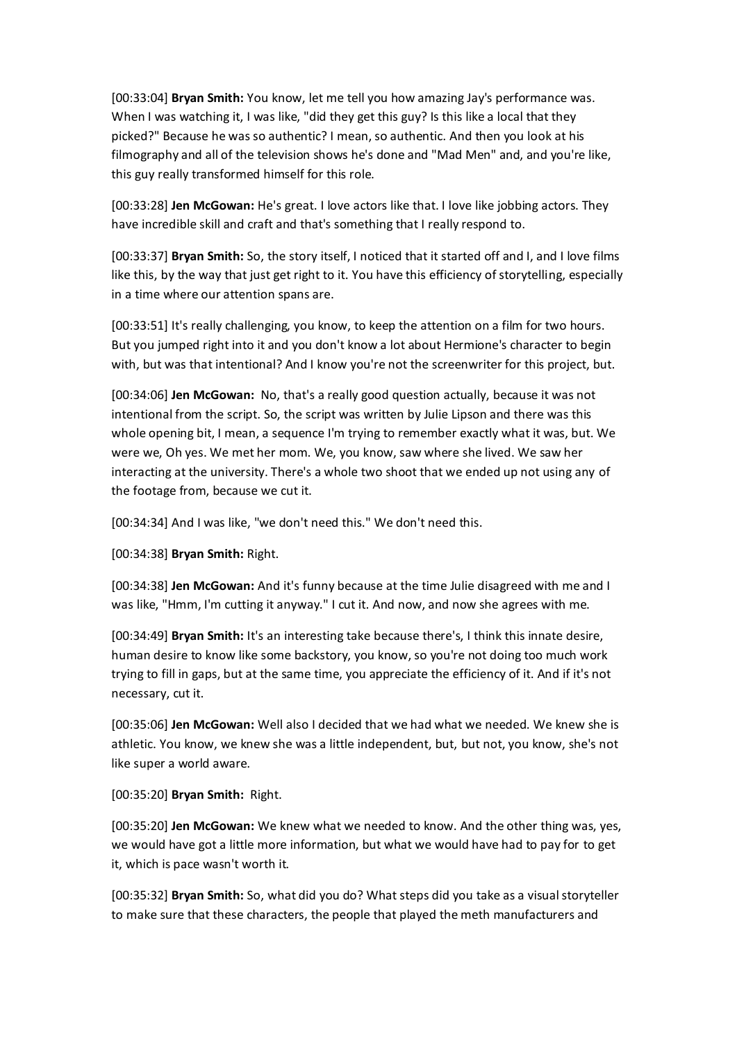[00:33:04] **Bryan Smith:** You know, let me tell you how amazing Jay's performance was. When I was watching it, I was like, "did they get this guy? Is this like a local that they picked?" Because he was so authentic? I mean, so authentic. And then you look at his filmography and all of the television shows he's done and "Mad Men" and, and you're like, this guy really transformed himself for this role.

[00:33:28] **Jen McGowan:** He's great. I love actors like that. I love like jobbing actors. They have incredible skill and craft and that's something that I really respond to.

[00:33:37] **Bryan Smith:** So, the story itself, I noticed that it started off and I, and I love films like this, by the way that just get right to it. You have this efficiency of storytelling, especially in a time where our attention spans are.

[00:33:51] It's really challenging, you know, to keep the attention on a film for two hours. But you jumped right into it and you don't know a lot about Hermione's character to begin with, but was that intentional? And I know you're not the screenwriter for this project, but.

[00:34:06] **Jen McGowan:** No, that's a really good question actually, because it was not intentional from the script. So, the script was written by Julie Lipson and there was this whole opening bit, I mean, a sequence I'm trying to remember exactly what it was, but. We were we, Oh yes. We met her mom. We, you know, saw where she lived. We saw her interacting at the university. There's a whole two shoot that we ended up not using any of the footage from, because we cut it.

[00:34:34] And I was like, "we don't need this." We don't need this.

[00:34:38] **Bryan Smith:** Right.

[00:34:38] **Jen McGowan:** And it's funny because at the time Julie disagreed with me and I was like, "Hmm, I'm cutting it anyway." I cut it. And now, and now she agrees with me.

[00:34:49] **Bryan Smith:** It's an interesting take because there's, I think this innate desire, human desire to know like some backstory, you know, so you're not doing too much work trying to fill in gaps, but at the same time, you appreciate the efficiency of it. And if it's not necessary, cut it.

[00:35:06] **Jen McGowan:** Well also I decided that we had what we needed. We knew she is athletic. You know, we knew she was a little independent, but, but not, you know, she's not like super a world aware.

[00:35:20] **Bryan Smith:** Right.

[00:35:20] **Jen McGowan:** We knew what we needed to know. And the other thing was, yes, we would have got a little more information, but what we would have had to pay for to get it, which is pace wasn't worth it.

[00:35:32] **Bryan Smith:** So, what did you do? What steps did you take as a visual storyteller to make sure that these characters, the people that played the meth manufacturers and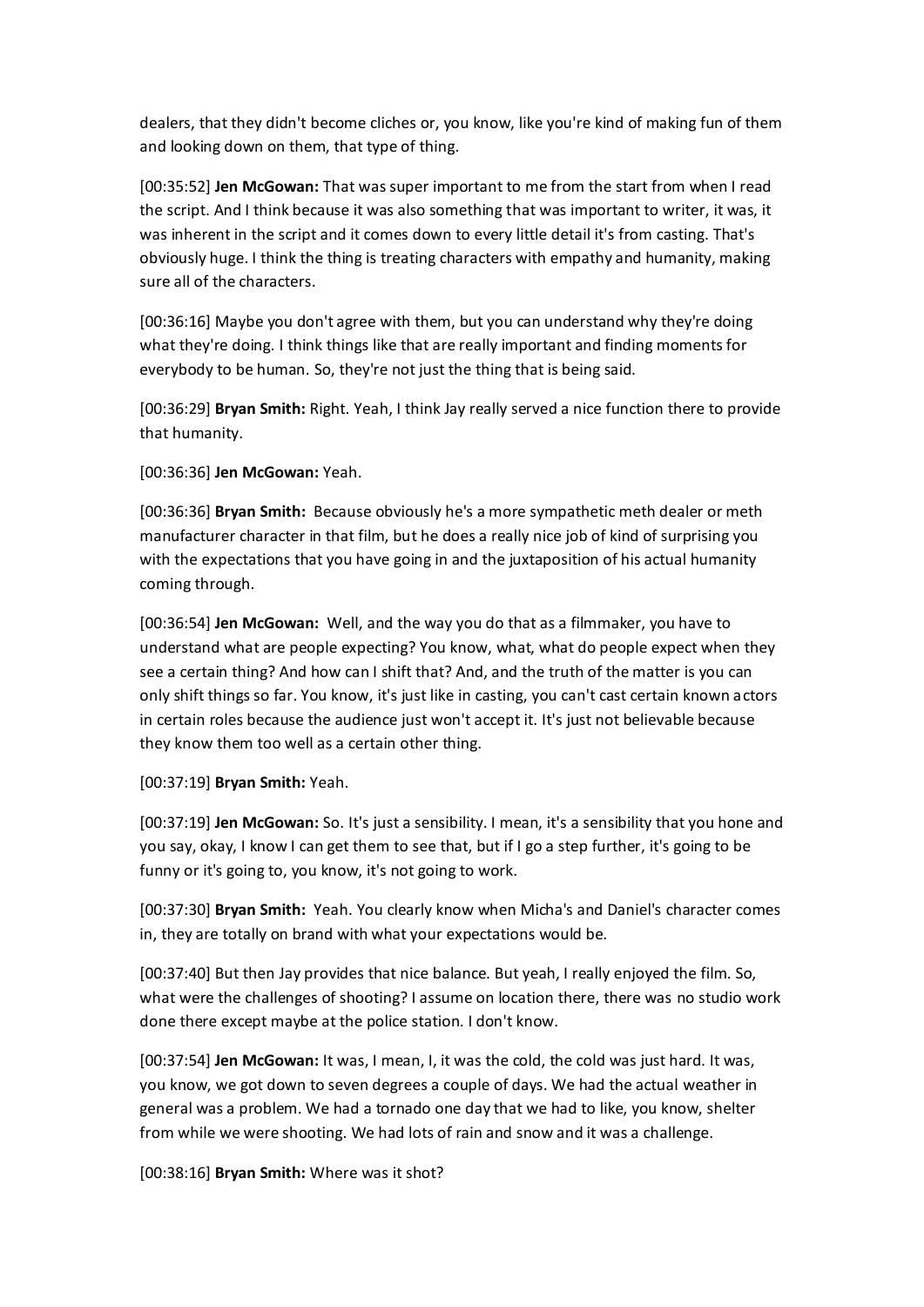dealers, that they didn't become cliches or, you know, like you're kind of making fun of them and looking down on them, that type of thing.

[00:35:52] **Jen McGowan:** That was super important to me from the start from when I read the script. And I think because it was also something that was important to writer, it was, it was inherent in the script and it comes down to every little detail it's from casting. That's obviously huge. I think the thing is treating characters with empathy and humanity, making sure all of the characters.

[00:36:16] Maybe you don't agree with them, but you can understand why they're doing what they're doing. I think things like that are really important and finding moments for everybody to be human. So, they're not just the thing that is being said.

[00:36:29] **Bryan Smith:** Right. Yeah, I think Jay really served a nice function there to provide that humanity.

[00:36:36] **Jen McGowan:** Yeah.

[00:36:36] **Bryan Smith:** Because obviously he's a more sympathetic meth dealer or meth manufacturer character in that film, but he does a really nice job of kind of surprising you with the expectations that you have going in and the juxtaposition of his actual humanity coming through.

[00:36:54] **Jen McGowan:** Well, and the way you do that as a filmmaker, you have to understand what are people expecting? You know, what, what do people expect when they see a certain thing? And how can I shift that? And, and the truth of the matter is you can only shift things so far. You know, it's just like in casting, you can't cast certain known actors in certain roles because the audience just won't accept it. It's just not believable because they know them too well as a certain other thing.

[00:37:19] **Bryan Smith:** Yeah.

[00:37:19] **Jen McGowan:** So. It's just a sensibility. I mean, it's a sensibility that you hone and you say, okay, I know I can get them to see that, but if I go a step further, it's going to be funny or it's going to, you know, it's not going to work.

[00:37:30] **Bryan Smith:** Yeah. You clearly know when Micha's and Daniel's character comes in, they are totally on brand with what your expectations would be.

[00:37:40] But then Jay provides that nice balance. But yeah, I really enjoyed the film. So, what were the challenges of shooting? I assume on location there, there was no studio work done there except maybe at the police station. I don't know.

[00:37:54] **Jen McGowan:** It was, I mean, I, it was the cold, the cold was just hard. It was, you know, we got down to seven degrees a couple of days. We had the actual weather in general was a problem. We had a tornado one day that we had to like, you know, shelter from while we were shooting. We had lots of rain and snow and it was a challenge.

[00:38:16] **Bryan Smith:** Where was it shot?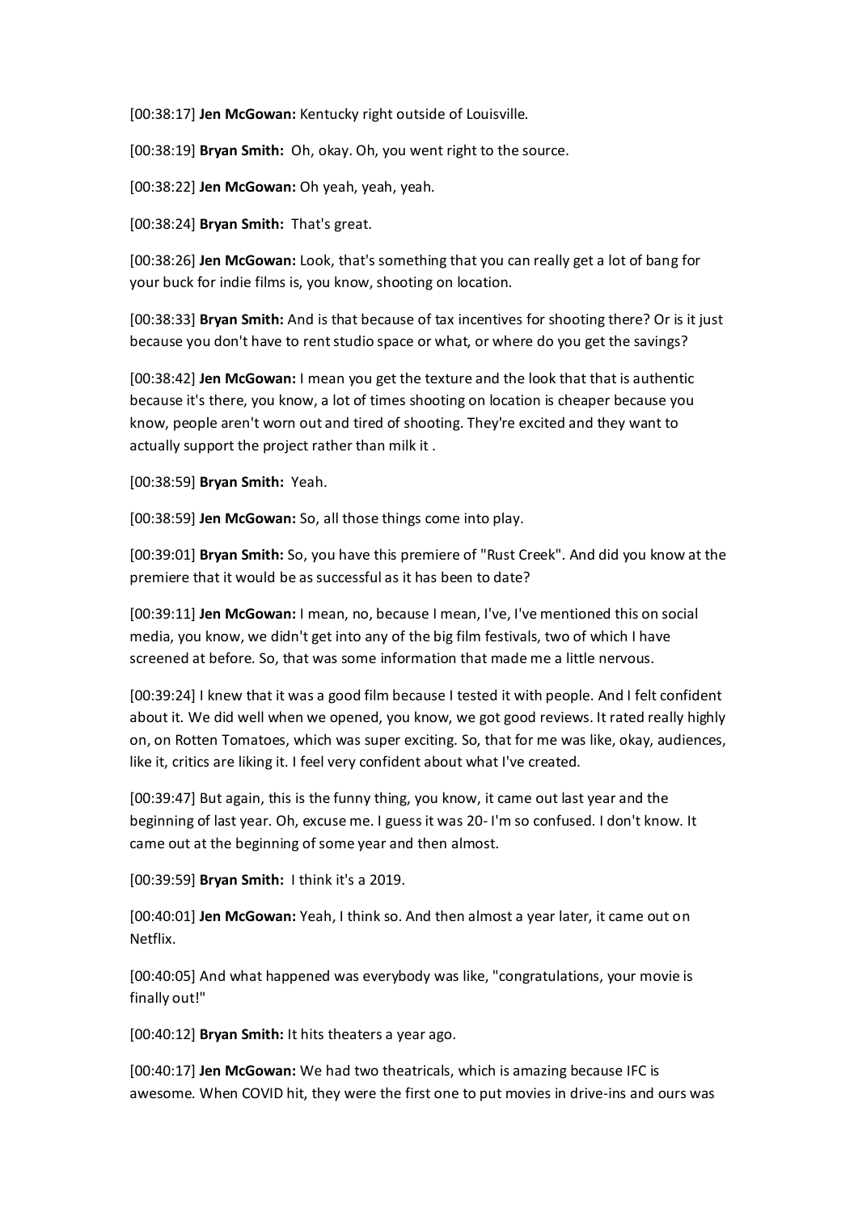[00:38:17] **Jen McGowan:** Kentucky right outside of Louisville.

[00:38:19] **Bryan Smith:** Oh, okay. Oh, you went right to the source.

[00:38:22] **Jen McGowan:** Oh yeah, yeah, yeah.

[00:38:24] **Bryan Smith:** That's great.

[00:38:26] **Jen McGowan:** Look, that's something that you can really get a lot of bang for your buck for indie films is, you know, shooting on location.

[00:38:33] **Bryan Smith:** And is that because of tax incentives for shooting there? Or is it just because you don't have to rent studio space or what, or where do you get the savings?

[00:38:42] **Jen McGowan:** I mean you get the texture and the look that that is authentic because it's there, you know, a lot of times shooting on location is cheaper because you know, people aren't worn out and tired of shooting. They're excited and they want to actually support the project rather than milk it .

[00:38:59] **Bryan Smith:** Yeah.

[00:38:59] **Jen McGowan:** So, all those things come into play.

[00:39:01] **Bryan Smith:** So, you have this premiere of "Rust Creek". And did you know at the premiere that it would be as successful as it has been to date?

[00:39:11] **Jen McGowan:** I mean, no, because I mean, I've, I've mentioned this on social media, you know, we didn't get into any of the big film festivals, two of which I have screened at before. So, that was some information that made me a little nervous.

[00:39:24] I knew that it was a good film because I tested it with people. And I felt confident about it. We did well when we opened, you know, we got good reviews. It rated really highly on, on Rotten Tomatoes, which was super exciting. So, that for me was like, okay, audiences, like it, critics are liking it. I feel very confident about what I've created.

[00:39:47] But again, this is the funny thing, you know, it came out last year and the beginning of last year. Oh, excuse me. I guess it was 20- I'm so confused. I don't know. It came out at the beginning of some year and then almost.

[00:39:59] **Bryan Smith:** I think it's a 2019.

[00:40:01] **Jen McGowan:** Yeah, I think so. And then almost a year later, it came out on Netflix.

[00:40:05] And what happened was everybody was like, "congratulations, your movie is finally out!"

[00:40:12] **Bryan Smith:** It hits theaters a year ago.

[00:40:17] **Jen McGowan:** We had two theatricals, which is amazing because IFC is awesome. When COVID hit, they were the first one to put movies in drive-ins and ours was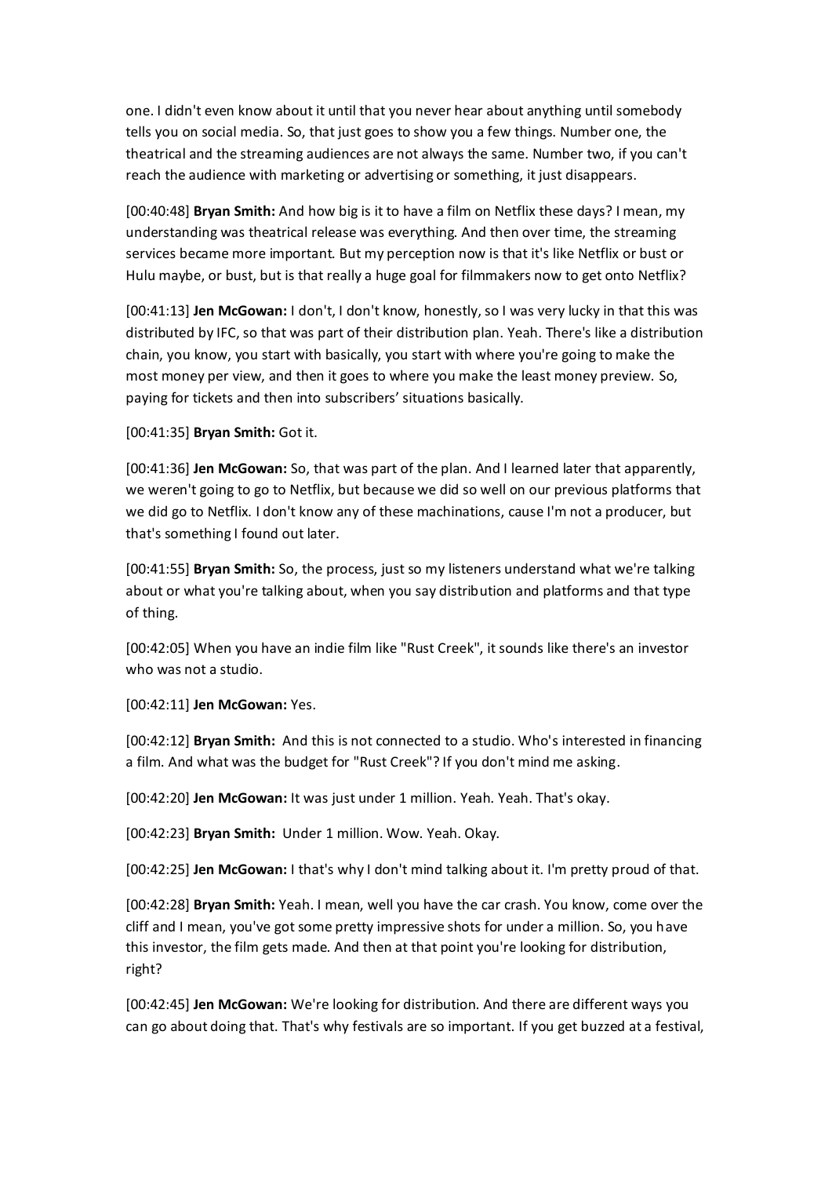one. I didn't even know about it until that you never hear about anything until somebody tells you on social media. So, that just goes to show you a few things. Number one, the theatrical and the streaming audiences are not always the same. Number two, if you can't reach the audience with marketing or advertising or something, it just disappears.

[00:40:48] **Bryan Smith:** And how big is it to have a film on Netflix these days? I mean, my understanding was theatrical release was everything. And then over time, the streaming services became more important. But my perception now is that it's like Netflix or bust or Hulu maybe, or bust, but is that really a huge goal for filmmakers now to get onto Netflix?

[00:41:13] **Jen McGowan:** I don't, I don't know, honestly, so I was very lucky in that this was distributed by IFC, so that was part of their distribution plan. Yeah. There's like a distribution chain, you know, you start with basically, you start with where you're going to make the most money per view, and then it goes to where you make the least money preview. So, paying for tickets and then into subscribers' situations basically.

[00:41:35] **Bryan Smith:** Got it.

[00:41:36] **Jen McGowan:** So, that was part of the plan. And I learned later that apparently, we weren't going to go to Netflix, but because we did so well on our previous platforms that we did go to Netflix. I don't know any of these machinations, cause I'm not a producer, but that's something I found out later.

[00:41:55] **Bryan Smith:** So, the process, just so my listeners understand what we're talking about or what you're talking about, when you say distribution and platforms and that type of thing.

[00:42:05] When you have an indie film like "Rust Creek", it sounds like there's an investor who was not a studio.

[00:42:11] **Jen McGowan:** Yes.

[00:42:12] **Bryan Smith:** And this is not connected to a studio. Who's interested in financing a film. And what was the budget for "Rust Creek"? If you don't mind me asking.

[00:42:20] **Jen McGowan:** It was just under 1 million. Yeah. Yeah. That's okay.

[00:42:23] **Bryan Smith:** Under 1 million. Wow. Yeah. Okay.

[00:42:25] **Jen McGowan:** I that's why I don't mind talking about it. I'm pretty proud of that.

[00:42:28] **Bryan Smith:** Yeah. I mean, well you have the car crash. You know, come over the cliff and I mean, you've got some pretty impressive shots for under a million. So, you have this investor, the film gets made. And then at that point you're looking for distribution, right?

[00:42:45] **Jen McGowan:** We're looking for distribution. And there are different ways you can go about doing that. That's why festivals are so important. If you get buzzed at a festival,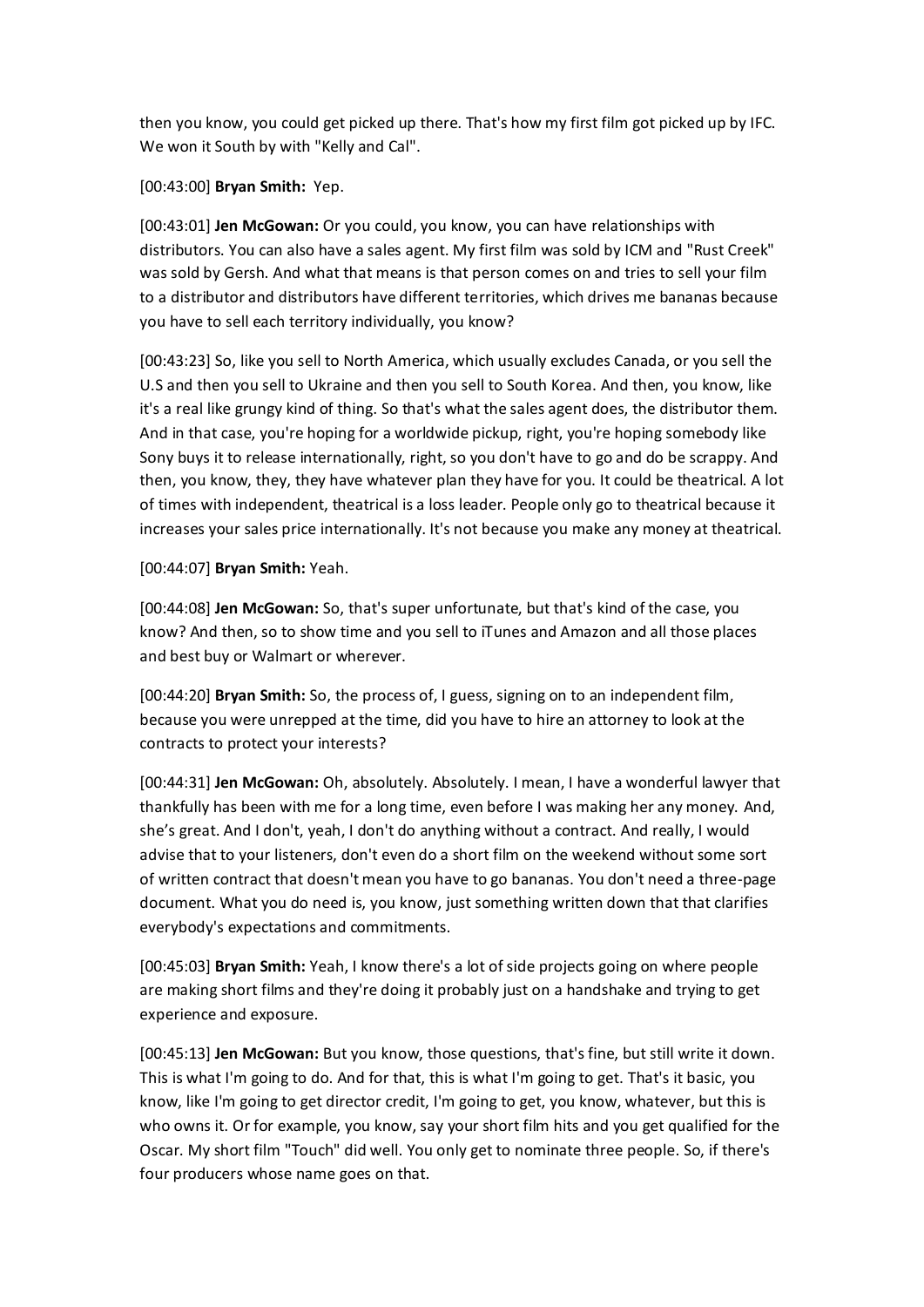then you know, you could get picked up there. That's how my first film got picked up by IFC. We won it South by with "Kelly and Cal".

[00:43:00] **Bryan Smith:** Yep.

[00:43:01] **Jen McGowan:** Or you could, you know, you can have relationships with distributors. You can also have a sales agent. My first film was sold by ICM and "Rust Creek" was sold by Gersh. And what that means is that person comes on and tries to sell your film to a distributor and distributors have different territories, which drives me bananas because you have to sell each territory individually, you know?

[00:43:23] So, like you sell to North America, which usually excludes Canada, or you sell the U.S and then you sell to Ukraine and then you sell to South Korea. And then, you know, like it's a real like grungy kind of thing. So that's what the sales agent does, the distributor them. And in that case, you're hoping for a worldwide pickup, right, you're hoping somebody like Sony buys it to release internationally, right, so you don't have to go and do be scrappy. And then, you know, they, they have whatever plan they have for you. It could be theatrical. A lot of times with independent, theatrical is a loss leader. People only go to theatrical because it increases your sales price internationally. It's not because you make any money at theatrical.

[00:44:07] **Bryan Smith:** Yeah.

[00:44:08] **Jen McGowan:** So, that's super unfortunate, but that's kind of the case, you know? And then, so to show time and you sell to iTunes and Amazon and all those places and best buy or Walmart or wherever.

[00:44:20] **Bryan Smith:** So, the process of, I guess, signing on to an independent film, because you were unrepped at the time, did you have to hire an attorney to look at the contracts to protect your interests?

[00:44:31] **Jen McGowan:** Oh, absolutely. Absolutely. I mean, I have a wonderful lawyer that thankfully has been with me for a long time, even before I was making her any money. And, she's great. And I don't, yeah, I don't do anything without a contract. And really, I would advise that to your listeners, don't even do a short film on the weekend without some sort of written contract that doesn't mean you have to go bananas. You don't need a three-page document. What you do need is, you know, just something written down that that clarifies everybody's expectations and commitments.

[00:45:03] **Bryan Smith:** Yeah, I know there's a lot of side projects going on where people are making short films and they're doing it probably just on a handshake and trying to get experience and exposure.

[00:45:13] **Jen McGowan:** But you know, those questions, that's fine, but still write it down. This is what I'm going to do. And for that, this is what I'm going to get. That's it basic, you know, like I'm going to get director credit, I'm going to get, you know, whatever, but this is who owns it. Or for example, you know, say your short film hits and you get qualified for the Oscar. My short film "Touch" did well. You only get to nominate three people. So, if there's four producers whose name goes on that.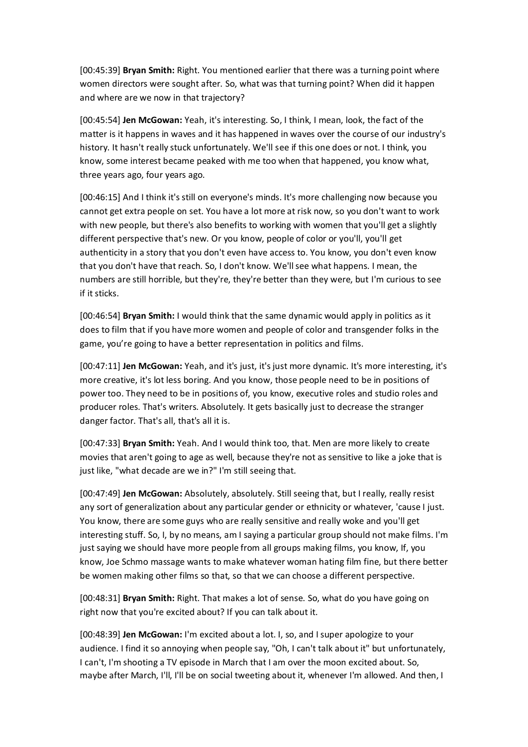[00:45:39] **Bryan Smith:** Right. You mentioned earlier that there was a turning point where women directors were sought after. So, what was that turning point? When did it happen and where are we now in that trajectory?

[00:45:54] **Jen McGowan:** Yeah, it's interesting. So, I think, I mean, look, the fact of the matter is it happens in waves and it has happened in waves over the course of our industry's history. It hasn't really stuck unfortunately. We'll see if this one does or not. I think, you know, some interest became peaked with me too when that happened, you know what, three years ago, four years ago.

[00:46:15] And I think it's still on everyone's minds. It's more challenging now because you cannot get extra people on set. You have a lot more at risk now, so you don't want to work with new people, but there's also benefits to working with women that you'll get a slightly different perspective that's new. Or you know, people of color or you'll, you'll get authenticity in a story that you don't even have access to. You know, you don't even know that you don't have that reach. So, I don't know. We'll see what happens. I mean, the numbers are still horrible, but they're, they're better than they were, but I'm curious to see if it sticks.

[00:46:54] **Bryan Smith:** I would think that the same dynamic would apply in politics as it does to film that if you have more women and people of color and transgender folks in the game, you're going to have a better representation in politics and films.

[00:47:11] **Jen McGowan:** Yeah, and it's just, it's just more dynamic. It's more interesting, it's more creative, it's lot less boring. And you know, those people need to be in positions of power too. They need to be in positions of, you know, executive roles and studio roles and producer roles. That's writers. Absolutely. It gets basically just to decrease the stranger danger factor. That's all, that's all it is.

[00:47:33] **Bryan Smith:** Yeah. And I would think too, that. Men are more likely to create movies that aren't going to age as well, because they're not as sensitive to like a joke that is just like, "what decade are we in?" I'm still seeing that.

[00:47:49] **Jen McGowan:** Absolutely, absolutely. Still seeing that, but I really, really resist any sort of generalization about any particular gender or ethnicity or whatever, 'cause I just. You know, there are some guys who are really sensitive and really woke and you'll get interesting stuff. So, I, by no means, am I saying a particular group should not make films. I'm just saying we should have more people from all groups making films, you know, If, you know, Joe Schmo massage wants to make whatever woman hating film fine, but there better be women making other films so that, so that we can choose a different perspective.

[00:48:31] **Bryan Smith:** Right. That makes a lot of sense. So, what do you have going on right now that you're excited about? If you can talk about it.

[00:48:39] **Jen McGowan:** I'm excited about a lot. I, so, and I super apologize to your audience. I find it so annoying when people say, "Oh, I can't talk about it" but unfortunately, I can't, I'm shooting a TV episode in March that I am over the moon excited about. So, maybe after March, I'll, I'll be on social tweeting about it, whenever I'm allowed. And then, I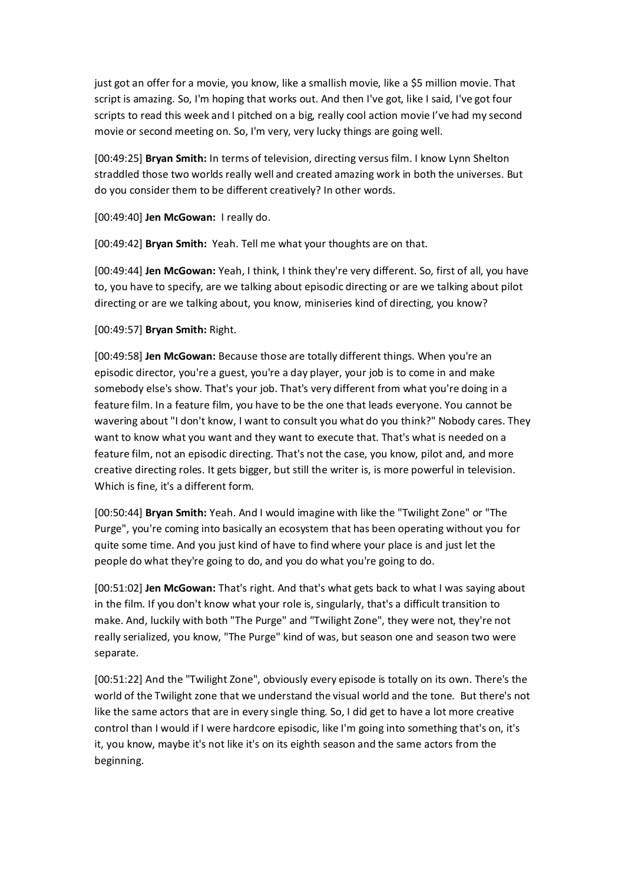just got an offer for a movie, you know, like a smallish movie, like a $5 million movie. That script is amazing. So, I'm hoping that works out. And then I've got, like I said, I've got four scripts to read this week and I pitched on a big, really cool action movie I've had my second movie or second meeting on. So, I'm very, very lucky things are going well.

[00:49:25] **Bryan Smith:** In terms of television, directing versus film. I know Lynn Shelton straddled those two worlds really well and created amazing work in both the universes. But do you consider them to be different creatively? In other words.

[00:49:40] **Jen McGowan:** I really do.

[00:49:42] **Bryan Smith:** Yeah. Tell me what your thoughts are on that.

[00:49:44] **Jen McGowan:** Yeah, I think, I think they're very different. So, first of all, you have to, you have to specify, are we talking about episodic directing or are we talking about pilot directing or are we talking about, you know, miniseries kind of directing, you know?

[00:49:57] **Bryan Smith:** Right.

[00:49:58] **Jen McGowan:** Because those are totally different things. When you're an episodic director, you're a guest, you're a day player, your job is to come in and make somebody else's show. That's your job. That's very different from what you're doing in a feature film. In a feature film, you have to be the one that leads everyone. You cannot be wavering about "I don't know, I want to consult you what do you think?" Nobody cares. They want to know what you want and they want to execute that. That's what is needed on a feature film, not an episodic directing. That's not the case, you know, pilot and, and more creative directing roles. It gets bigger, but still the writer is, is more powerful in television. Which is fine, it's a different form.

[00:50:44] **Bryan Smith:** Yeah. And I would imagine with like the "Twilight Zone" or "The Purge", you're coming into basically an ecosystem that has been operating without you for quite some time. And you just kind of have to find where your place is and just let the people do what they're going to do, and you do what you're going to do.

[00:51:02] **Jen McGowan:** That's right. And that's what gets back to what I was saying about in the film. If you don't know what your role is, singularly, that's a difficult transition to make. And, luckily with both "The Purge" and "Twilight Zone", they were not, they're not really serialized, you know, "The Purge" kind of was, but season one and season two were separate.

[00:51:22] And the "Twilight Zone", obviously every episode is totally on its own. There's the world of the Twilight zone that we understand the visual world and the tone. But there's not like the same actors that are in every single thing. So, I did get to have a lot more creative control than I would if I were hardcore episodic, like I'm going into something that's on, it's it, you know, maybe it's not like it's on its eighth season and the same actors from the beginning.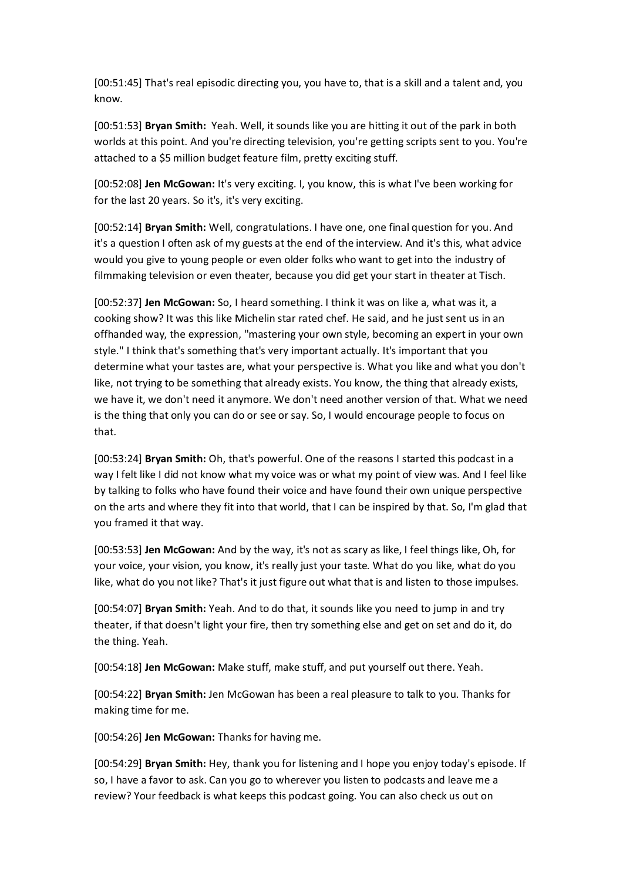[00:51:45] That's real episodic directing you, you have to, that is a skill and a talent and, you know.

[00:51:53] **Bryan Smith:** Yeah. Well, it sounds like you are hitting it out of the park in both worlds at this point. And you're directing television, you're getting scripts sent to you. You're attached to a $5 million budget feature film, pretty exciting stuff.

[00:52:08] **Jen McGowan:** It's very exciting. I, you know, this is what I've been working for for the last 20 years. So it's, it's very exciting.

[00:52:14] **Bryan Smith:** Well, congratulations. I have one, one final question for you. And it's a question I often ask of my guests at the end of the interview. And it's this, what advice would you give to young people or even older folks who want to get into the industry of filmmaking television or even theater, because you did get your start in theater at Tisch.

[00:52:37] **Jen McGowan:** So, I heard something. I think it was on like a, what was it, a cooking show? It was this like Michelin star rated chef. He said, and he just sent us in an offhanded way, the expression, "mastering your own style, becoming an expert in your own style." I think that's something that's very important actually. It's important that you determine what your tastes are, what your perspective is. What you like and what you don't like, not trying to be something that already exists. You know, the thing that already exists, we have it, we don't need it anymore. We don't need another version of that. What we need is the thing that only you can do or see or say. So, I would encourage people to focus on that.

[00:53:24] **Bryan Smith:** Oh, that's powerful. One of the reasons I started this podcast in a way I felt like I did not know what my voice was or what my point of view was. And I feel like by talking to folks who have found their voice and have found their own unique perspective on the arts and where they fit into that world, that I can be inspired by that. So, I'm glad that you framed it that way.

[00:53:53] **Jen McGowan:** And by the way, it's not as scary as like, I feel things like, Oh, for your voice, your vision, you know, it's really just your taste. What do you like, what do you like, what do you not like? That's it just figure out what that is and listen to those impulses.

[00:54:07] **Bryan Smith:** Yeah. And to do that, it sounds like you need to jump in and try theater, if that doesn't light your fire, then try something else and get on set and do it, do the thing. Yeah.

[00:54:18] **Jen McGowan:** Make stuff, make stuff, and put yourself out there. Yeah.

[00:54:22] **Bryan Smith:** Jen McGowan has been a real pleasure to talk to you. Thanks for making time for me.

[00:54:26] **Jen McGowan:** Thanks for having me.

[00:54:29] **Bryan Smith:** Hey, thank you for listening and I hope you enjoy today's episode. If so, I have a favor to ask. Can you go to wherever you listen to podcasts and leave me a review? Your feedback is what keeps this podcast going. You can also check us out on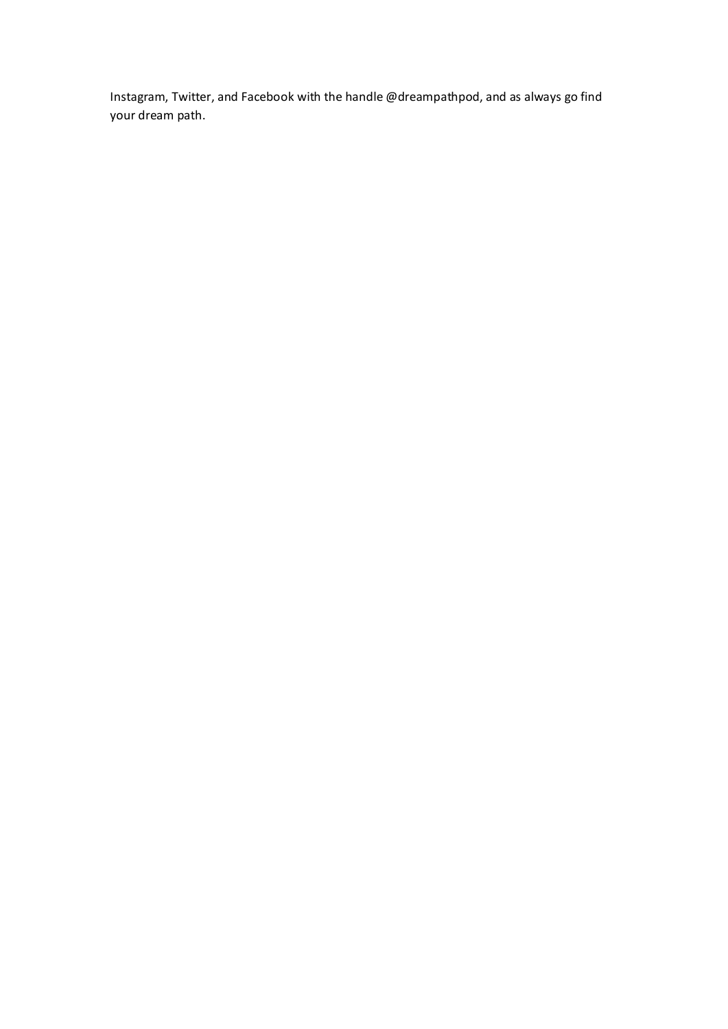Instagram, Twitter, and Facebook with the handle @dreampathpod, and as always go find your dream path.